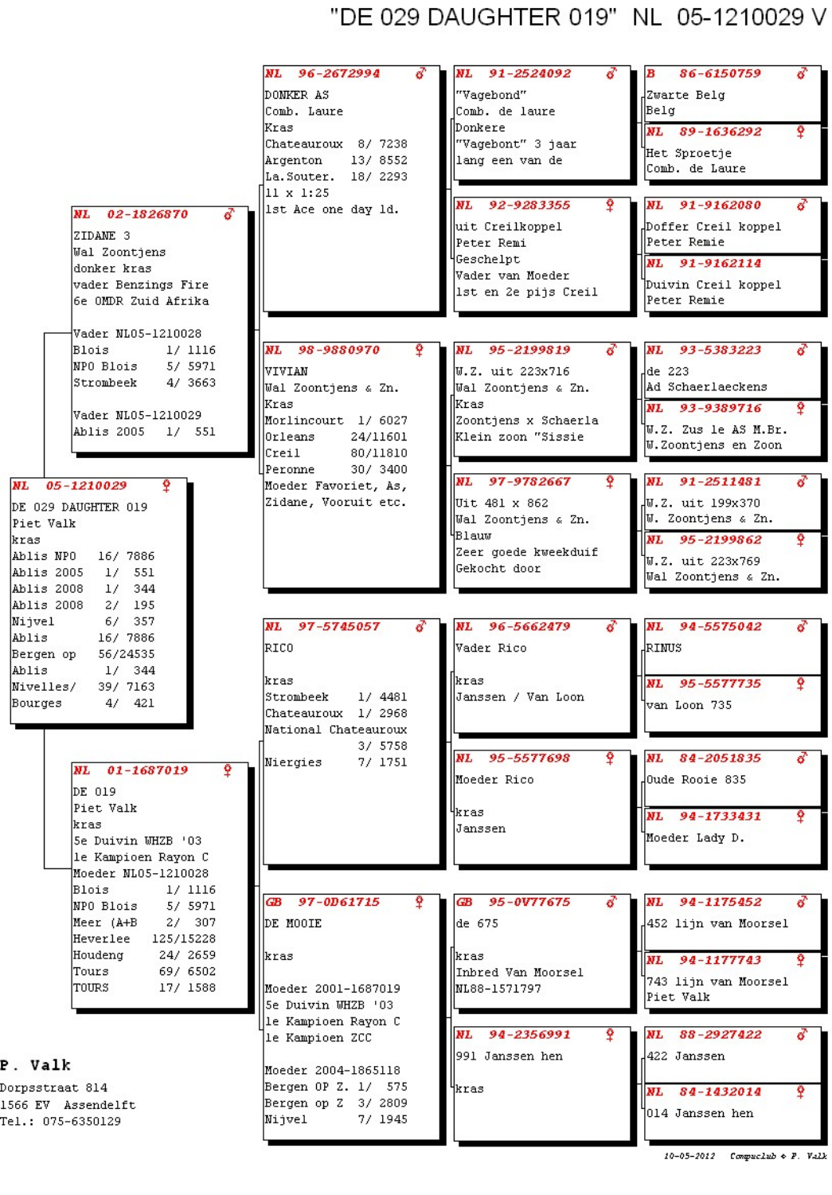# "DE 029 DAUGHTER 019" NL 05-1210029 V

**NL 05-1210029 ♀**
DE 029 DAUGHTER 019
Piet Valk
kras
Ablis NPO 16/ 7886
Ablis 2005 1/ 551
Ablis 2008 1/ 344
Ablis 2008 2/ 195
Nijvel 6/ 357
Ablis 16/ 7886
Bergen op 56/24535
Ablis 1/ 344
Nivelles/ 39/ 7163
Bourges 4/ 421

---

**NL 02-1826870 ♂**
ZIDANE 3
Wal Zoontjens
donker kras
vader Benzings Fire
6e OMDR Zuid Afrika

Vader NL05-1210028
Blois 1/ 1116
NPO Blois 5/ 5971
Strombeek 4/ 3663

Vader NL05-1210029
Ablis 2005 1/ 551

**NL 96-2672994 ♂**
DONKER AS
Comb. Laure
Kras
Chateauroux 8/ 7238
Argenton 13/ 8552
La.Souter. 18/ 2293
11 x 1:25
1st Ace one day ld.

**NL 91-2524092 ♂**
"Vagebond"
Comb. de laure
Donkere
"Vagebont" 3 jaar
lang een van de

**B 86-6150759 ♂**
Zwarte Belg
Belg

**NL 89-1636292 ♀**
Het Sproetje
Comb. de Laure

**NL 92-9283355 ♀**
uit Creilkoppel
Peter Remi
Geschelpt
Vader van Moeder
1st en 2e pijs Creil

**NL 91-9162080 ♂**
Doffer Creil koppel
Peter Remie

**NL 91-9162114 ♀**
Duivin Creil koppel
Peter Remie

**NL 98-9880970 ♀**
VIVIAN
Wal Zoontjens & Zn.
Kras
Morlincourt 1/ 6027
Orleans 24/11601
Creil 80/11810
Peronne 30/ 3400
Moeder Favoriet, As,
Zidane, Vooruit etc.

**NL 95-2199819 ♂**
W.Z. uit 223x716
Wal Zoontjens & Zn.
Kras
Zoontjens x Schaerla
Klein zoon "Sissie

**NL 93-5383223 ♂**
de 223
Ad Schaerlaeckens

**NL 93-9389716 ♀**
W.Z. Zus le AS M.Br.
W.Zoontjens en Zoon

**NL 97-9782667 ♀**
Uit 481 x 862
Wal Zoontjens & Zn.
Blauw
Zeer goede kweekduif
Gekocht door

**NL 91-2511481 ♂**
W.Z. uit 199x370
W. Zoontjens & Zn.

**NL 95-2199862 ♀**
W.Z. uit 223x769
Wal Zoontjens & Zn.

---

**NL 01-1687019 ♀**
DE 019
Piet Valk
kras
5e Duivin WHZB '03
le Kampioen Rayon C
Moeder NL05-1210028
Blois 1/ 1116
NPO Blois 5/ 5971
Meer (A+B 2/ 307
Heverlee 125/15228
Houdeng 24/ 2659
Tours 69/ 6502
TOURS 17/ 1588

**NL 97-5745057 ♂**
RICO

kras
Strombeek 1/ 4481
Chateauroux 1/ 2968
National Chateauroux 3/ 5758
Niergies 7/ 1751

**NL 96-5662479 ♂**
Vader Rico

kras
Janssen / Van Loon

**NL 94-5575042 ♂**
RINUS

**NL 95-5577735 ♀**
van Loon 735

**NL 95-5577698 ♀**
Moeder Rico

kras
Janssen

**NL 84-2051835 ♂**
Oude Rooie 835

**NL 94-1733431 ♀**
Moeder Lady D.

**GB 97-0D61715 ♀**
DE MOOIE

kras

Moeder 2001-1687019
5e Duivin WHZB '03
le Kampioen Rayon C
le Kampioen ZCC

Moeder 2004-1865118
Bergen OP Z. 1/ 575
Bergen op Z 3/ 2809
Nijvel 7/ 1945

**GB 95-0V77675 ♂**
de 675

kras
Inbred Van Moorsel
NL88-1571797

**NL 94-1175452 ♂**
452 lijn van Moorsel

**NL 94-1177743 ♀**
743 lijn van Moorsel
Piet Valk

**NL 94-2356991 ♀**
991 Janssen hen

kras

**NL 88-2927422 ♂**
422 Janssen

**NL 84-1432014 ♀**
014 Janssen hen

---

**P. Valk**
Dorpsstraat 814
1566 EV Assendelft
Tel.: 075-6350129

10-05-2012 Compuclub © P. Valk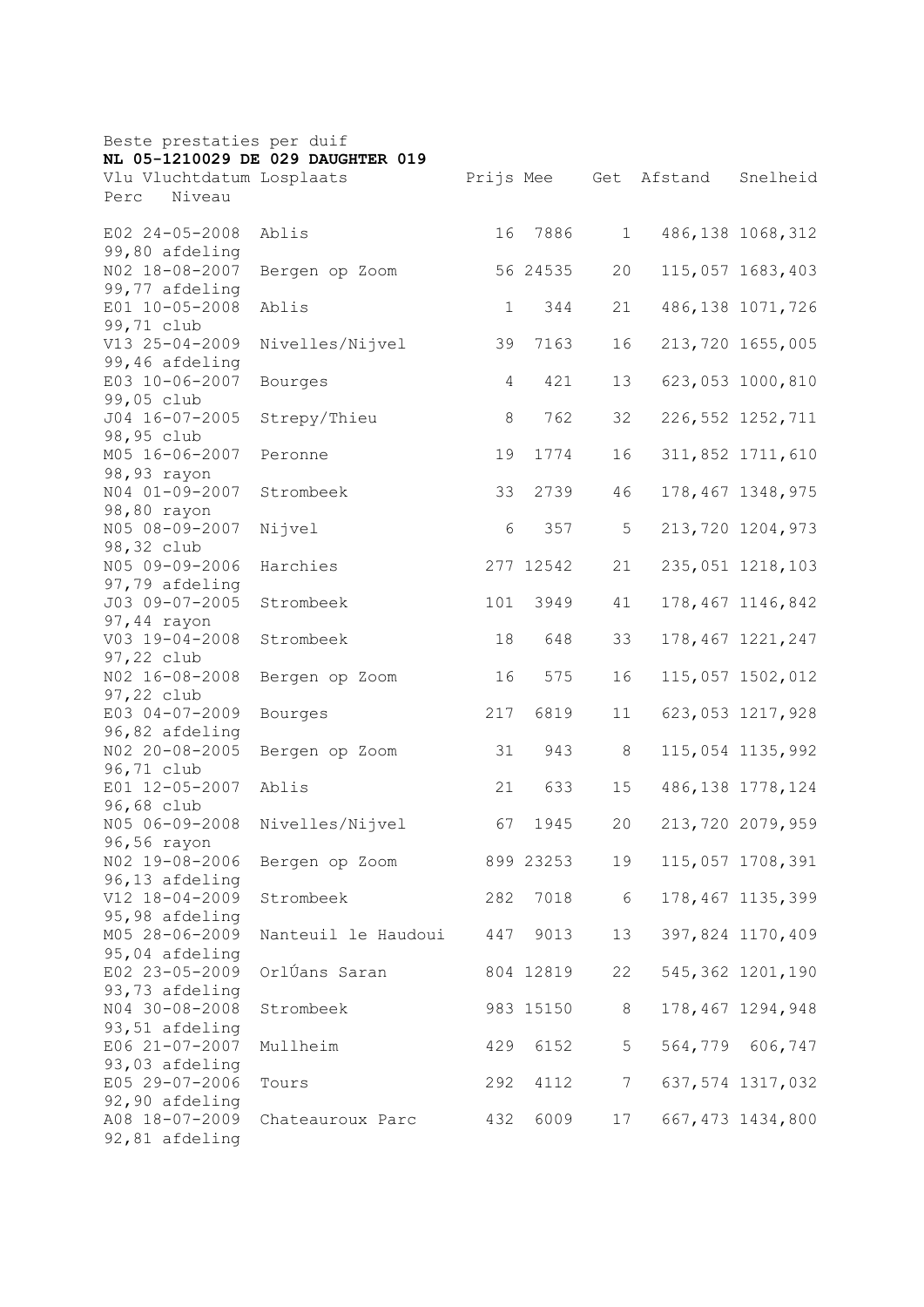Beste prestaties per duif

**NL 05-1210029 DE 029 DAUGHTER 019**

| Vlu | Vluchtdatum | Losplaats | Prijs | Mee | Get | Afstand | Snelheid | Perc | Niveau |
|---|---|---|---|---|---|---|---|---|---|
| E02 | 24-05-2008 | Ablis | 16 | 7886 | 1 | 486,138 | 1068,312 | 99,80 | afdeling |
| N02 | 18-08-2007 | Bergen op Zoom | 56 | 24535 | 20 | 115,057 | 1683,403 | 99,77 | afdeling |
| E01 | 10-05-2008 | Ablis | 1 | 344 | 21 | 486,138 | 1071,726 | 99,71 | club |
| V13 | 25-04-2009 | Nivelles/Nijvel | 39 | 7163 | 16 | 213,720 | 1655,005 | 99,46 | afdeling |
| E03 | 10-06-2007 | Bourges | 4 | 421 | 13 | 623,053 | 1000,810 | 99,05 | club |
| J04 | 16-07-2005 | Strepy/Thieu | 8 | 762 | 32 | 226,552 | 1252,711 | 98,95 | club |
| M05 | 16-06-2007 | Peronne | 19 | 1774 | 16 | 311,852 | 1711,610 | 98,93 | rayon |
| N04 | 01-09-2007 | Strombeek | 33 | 2739 | 46 | 178,467 | 1348,975 | 98,80 | rayon |
| N05 | 08-09-2007 | Nijvel | 6 | 357 | 5 | 213,720 | 1204,973 | 98,32 | club |
| N05 | 09-09-2006 | Harchies | 277 | 12542 | 21 | 235,051 | 1218,103 | 97,79 | afdeling |
| J03 | 09-07-2005 | Strombeek | 101 | 3949 | 41 | 178,467 | 1146,842 | 97,44 | rayon |
| V03 | 19-04-2008 | Strombeek | 18 | 648 | 33 | 178,467 | 1221,247 | 97,22 | club |
| N02 | 16-08-2008 | Bergen op Zoom | 16 | 575 | 16 | 115,057 | 1502,012 | 97,22 | club |
| E03 | 04-07-2009 | Bourges | 217 | 6819 | 11 | 623,053 | 1217,928 | 96,82 | afdeling |
| N02 | 20-08-2005 | Bergen op Zoom | 31 | 943 | 8 | 115,054 | 1135,992 | 96,71 | club |
| E01 | 12-05-2007 | Ablis | 21 | 633 | 15 | 486,138 | 1778,124 | 96,68 | club |
| N05 | 06-09-2008 | Nivelles/Nijvel | 67 | 1945 | 20 | 213,720 | 2079,959 | 96,56 | rayon |
| N02 | 19-08-2006 | Bergen op Zoom | 899 | 23253 | 19 | 115,057 | 1708,391 | 96,13 | afdeling |
| V12 | 18-04-2009 | Strombeek | 282 | 7018 | 6 | 178,467 | 1135,399 | 95,98 | afdeling |
| M05 | 28-06-2009 | Nanteuil le Haudoui | 447 | 9013 | 13 | 397,824 | 1170,409 | 95,04 | afdeling |
| E02 | 23-05-2009 | OrlÚans Saran | 804 | 12819 | 22 | 545,362 | 1201,190 | 93,73 | afdeling |
| N04 | 30-08-2008 | Strombeek | 983 | 15150 | 8 | 178,467 | 1294,948 | 93,51 | afdeling |
| E06 | 21-07-2007 | Mullheim | 429 | 6152 | 5 | 564,779 | 606,747 | 93,03 | afdeling |
| E05 | 29-07-2006 | Tours | 292 | 4112 | 7 | 637,574 | 1317,032 | 92,90 | afdeling |
| A08 | 18-07-2009 | Chateauroux Parc | 432 | 6009 | 17 | 667,473 | 1434,800 | 92,81 | afdeling |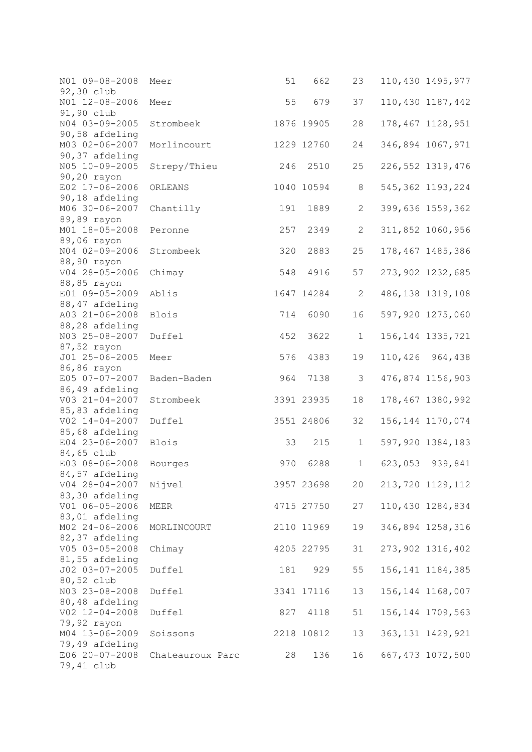| | | | | | | | | |
|---|---|---|---|---|---|---|---|---|
| N01 | 09-08-2008 | Meer | 51 | 662 | 23 | 110,430 | 1495,977 | 92,30 club |
| N01 | 12-08-2006 | Meer | 55 | 679 | 37 | 110,430 | 1187,442 | 91,90 club |
| N04 | 03-09-2005 | Strombeek | 1876 | 19905 | 28 | 178,467 | 1128,951 | 90,58 afdeling |
| M03 | 02-06-2007 | Morlincourt | 1229 | 12760 | 24 | 346,894 | 1067,971 | 90,37 afdeling |
| N05 | 10-09-2005 | Strepy/Thieu | 246 | 2510 | 25 | 226,552 | 1319,476 | 90,20 rayon |
| E02 | 17-06-2006 | ORLEANS | 1040 | 10594 | 8 | 545,362 | 1193,224 | 90,18 afdeling |
| M06 | 30-06-2007 | Chantilly | 191 | 1889 | 2 | 399,636 | 1559,362 | 89,89 rayon |
| M01 | 18-05-2008 | Peronne | 257 | 2349 | 2 | 311,852 | 1060,956 | 89,06 rayon |
| N04 | 02-09-2006 | Strombeek | 320 | 2883 | 25 | 178,467 | 1485,386 | 88,90 rayon |
| V04 | 28-05-2006 | Chimay | 548 | 4916 | 57 | 273,902 | 1232,685 | 88,85 rayon |
| E01 | 09-05-2009 | Ablis | 1647 | 14284 | 2 | 486,138 | 1319,108 | 88,47 afdeling |
| A03 | 21-06-2008 | Blois | 714 | 6090 | 16 | 597,920 | 1275,060 | 88,28 afdeling |
| N03 | 25-08-2007 | Duffel | 452 | 3622 | 1 | 156,144 | 1335,721 | 87,52 rayon |
| J01 | 25-06-2005 | Meer | 576 | 4383 | 19 | 110,426 | 964,438 | 86,86 rayon |
| E05 | 07-07-2007 | Baden-Baden | 964 | 7138 | 3 | 476,874 | 1156,903 | 86,49 afdeling |
| V03 | 21-04-2007 | Strombeek | 3391 | 23935 | 18 | 178,467 | 1380,992 | 85,83 afdeling |
| V02 | 14-04-2007 | Duffel | 3551 | 24806 | 32 | 156,144 | 1170,074 | 85,68 afdeling |
| E04 | 23-06-2007 | Blois | 33 | 215 | 1 | 597,920 | 1384,183 | 84,65 club |
| E03 | 08-06-2008 | Bourges | 970 | 6288 | 1 | 623,053 | 939,841 | 84,57 afdeling |
| V04 | 28-04-2007 | Nijvel | 3957 | 23698 | 20 | 213,720 | 1129,112 | 83,30 afdeling |
| V01 | 06-05-2006 | MEER | 4715 | 27750 | 27 | 110,430 | 1284,834 | 83,01 afdeling |
| M02 | 24-06-2006 | MORLINCOURT | 2110 | 11969 | 19 | 346,894 | 1258,316 | 82,37 afdeling |
| V05 | 03-05-2008 | Chimay | 4205 | 22795 | 31 | 273,902 | 1316,402 | 81,55 afdeling |
| J02 | 03-07-2005 | Duffel | 181 | 929 | 55 | 156,141 | 1184,385 | 80,52 club |
| N03 | 23-08-2008 | Duffel | 3341 | 17116 | 13 | 156,144 | 1168,007 | 80,48 afdeling |
| V02 | 12-04-2008 | Duffel | 827 | 4118 | 51 | 156,144 | 1709,563 | 79,92 rayon |
| M04 | 13-06-2009 | Soissons | 2218 | 10812 | 13 | 363,131 | 1429,921 | 79,49 afdeling |
| E06 | 20-07-2008 | Chateauroux Parc | 28 | 136 | 16 | 667,473 | 1072,500 | 79,41 club |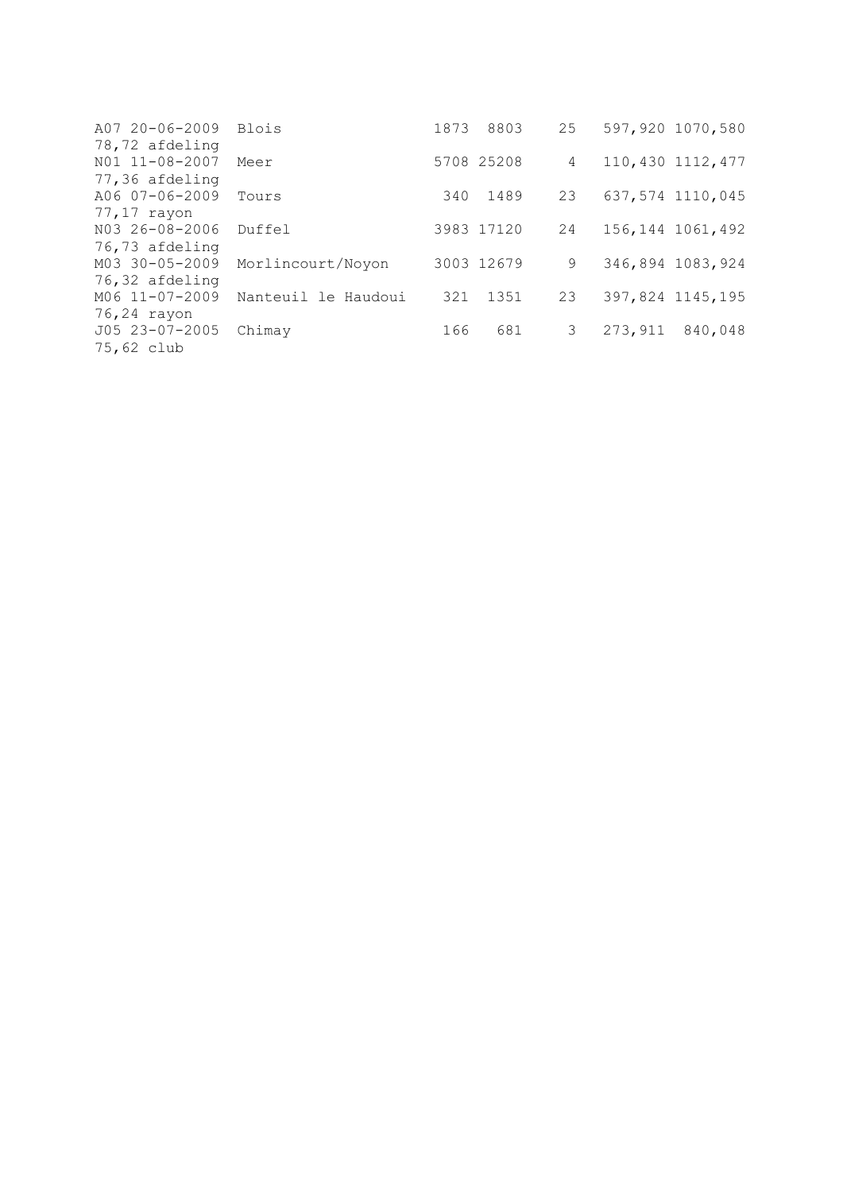| | | | | | | | | |
|---|---|---|---|---|---|---|---|---|
| A07 20-06-2009 | Blois | 1873 | 8803 | 25 | 597,920 | 1070,580 | 78,72 | afdeling |
| N01 11-08-2007 | Meer | 5708 | 25208 | 4 | 110,430 | 1112,477 | 77,36 | afdeling |
| A06 07-06-2009 | Tours | 340 | 1489 | 23 | 637,574 | 1110,045 | 77,17 | rayon |
| N03 26-08-2006 | Duffel | 3983 | 17120 | 24 | 156,144 | 1061,492 | 76,73 | afdeling |
| M03 30-05-2009 | Morlincourt/Noyon | 3003 | 12679 | 9 | 346,894 | 1083,924 | 76,32 | afdeling |
| M06 11-07-2009 | Nanteuil le Haudoui | 321 | 1351 | 23 | 397,824 | 1145,195 | 76,24 | rayon |
| J05 23-07-2005 | Chimay | 166 | 681 | 3 | 273,911 | 840,048 | 75,62 | club |